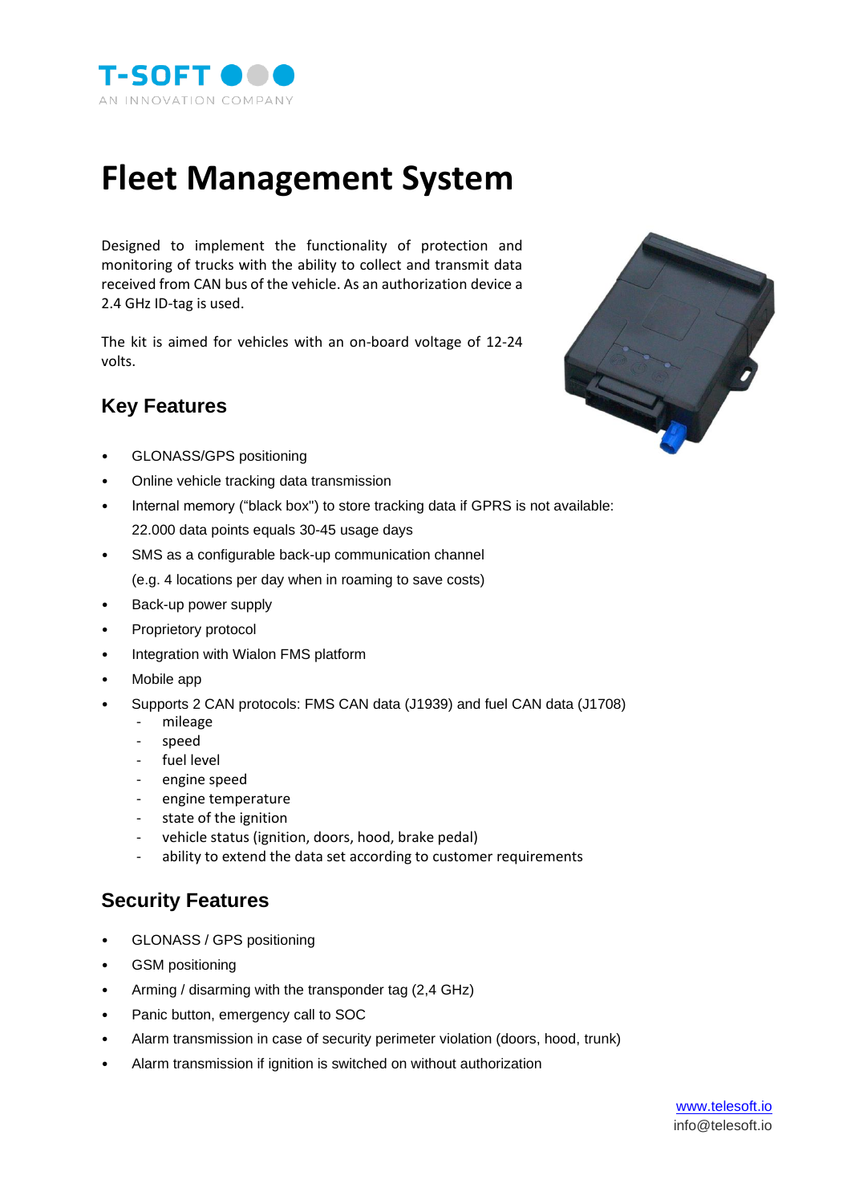T-SOFT
AN INNOVATION COMPANY

# Fleet Management System

Designed to implement the functionality of protection and monitoring of trucks with the ability to collect and transmit data received from CAN bus of the vehicle. As an authorization device a 2.4 GHz ID-tag is used.

The kit is aimed for vehicles with an on-board voltage of 12-24 volts.

## Key Features

- GLONASS/GPS positioning
- Online vehicle tracking data transmission
- Internal memory ("black box") to store tracking data if GPRS is not available: 22.000 data points equals 30-45 usage days
- SMS as a configurable back-up communication channel (e.g. 4 locations per day when in roaming to save costs)
- Back-up power supply
- Proprietory protocol
- Integration with Wialon FMS platform
- Mobile app
- Supports 2 CAN protocols: FMS CAN data (J1939) and fuel CAN data (J1708)
  - mileage
  - speed
  - fuel level
  - engine speed
  - engine temperature
  - state of the ignition
  - vehicle status (ignition, doors, hood, brake pedal)
  - ability to extend the data set according to customer requirements

## Security Features

- GLONASS / GPS positioning
- GSM positioning
- Arming / disarming with the transponder tag (2,4 GHz)
- Panic button, emergency call to SOC
- Alarm transmission in case of security perimeter violation (doors, hood, trunk)
- Alarm transmission if ignition is switched on without authorization

www.telesoft.io
info@telesoft.io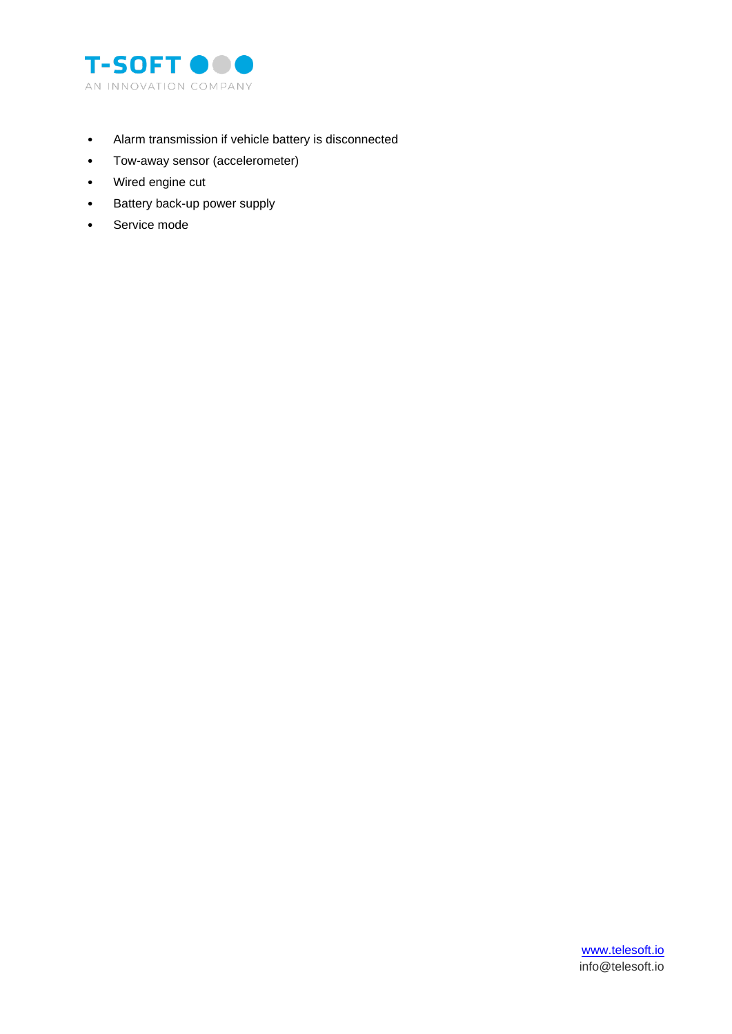- Alarm transmission if vehicle battery is disconnected
- Tow-away sensor (accelerometer)
- Wired engine cut
- Battery back-up power supply
- Service mode